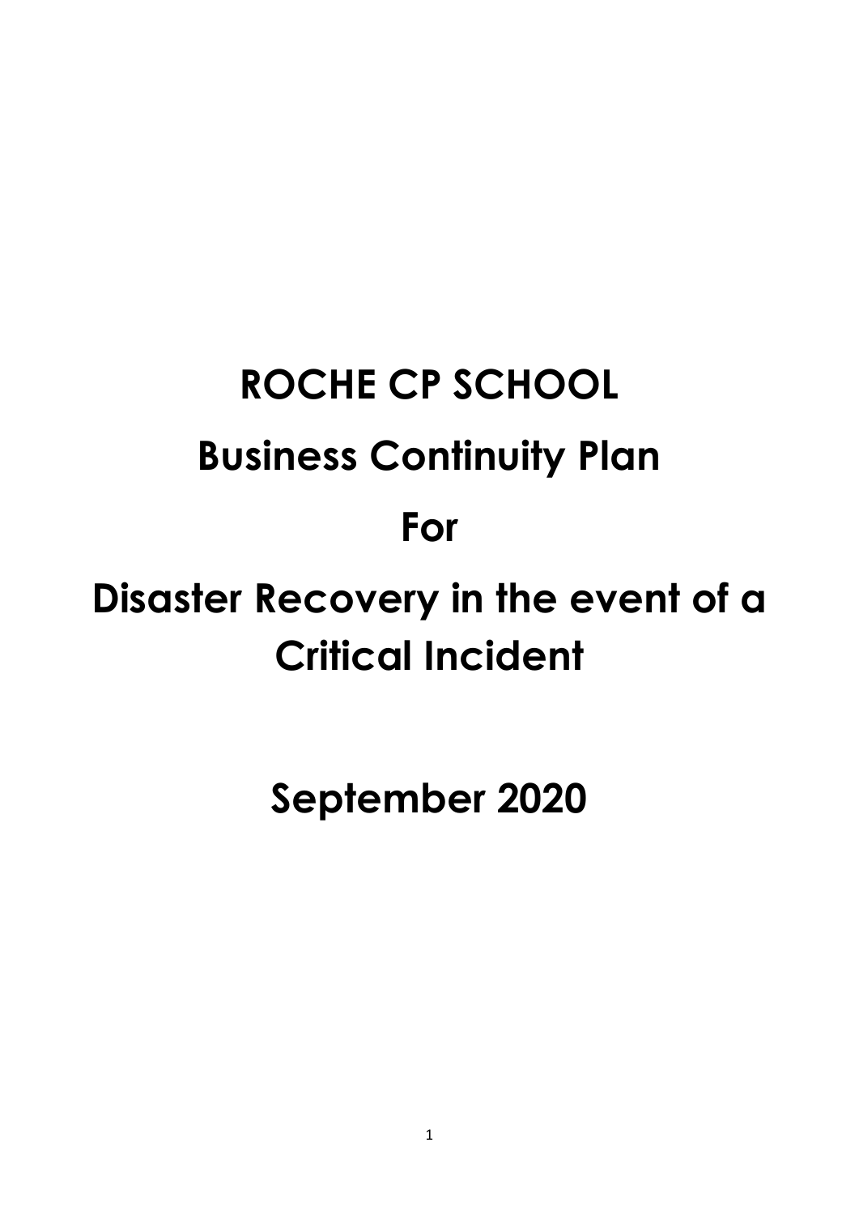# ROCHE CP SCHOOL

# Business Continuity Plan

# For

# Disaster Recovery in the event of a Critical Incident

## September 2020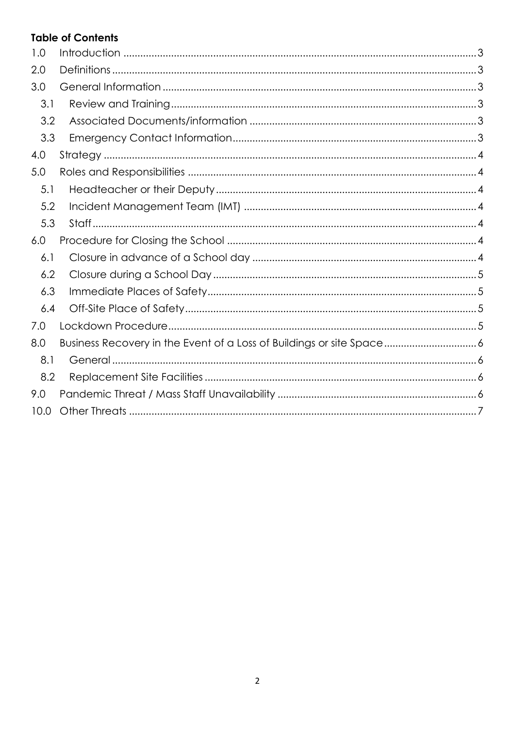**Table of Contents**

| | | |
|---|---|---|
| 1.0 | Introduction | 3 |
| 2.0 | Definitions | 3 |
| 3.0 | General Information | 3 |
| 3.1 | Review and Training | 3 |
| 3.2 | Associated Documents/information | 3 |
| 3.3 | Emergency Contact Information | 3 |
| 4.0 | Strategy | 4 |
| 5.0 | Roles and Responsibilities | 4 |
| 5.1 | Headteacher or their Deputy | 4 |
| 5.2 | Incident Management Team (IMT) | 4 |
| 5.3 | Staff | 4 |
| 6.0 | Procedure for Closing the School | 4 |
| 6.1 | Closure in advance of a School day | 4 |
| 6.2 | Closure during a School Day | 5 |
| 6.3 | Immediate Places of Safety | 5 |
| 6.4 | Off-Site Place of Safety | 5 |
| 7.0 | Lockdown Procedure | 5 |
| 8.0 | Business Recovery in the Event of a Loss of Buildings or site Space | 6 |
| 8.1 | General | 6 |
| 8.2 | Replacement Site Facilities | 6 |
| 9.0 | Pandemic Threat / Mass Staff Unavailability | 6 |
| 10.0 | Other Threats | 7 |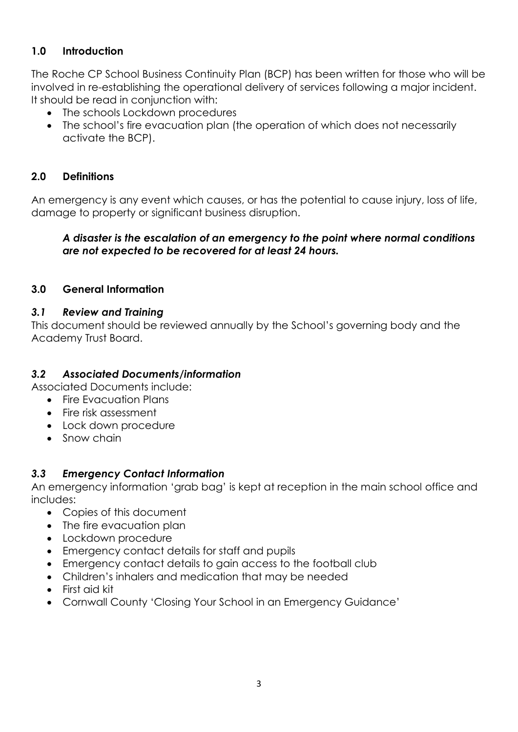## 1.0 Introduction

The Roche CP School Business Continuity Plan (BCP) has been written for those who will be involved in re-establishing the operational delivery of services following a major incident. It should be read in conjunction with:

- The schools Lockdown procedures
- The school's fire evacuation plan (the operation of which does not necessarily activate the BCP).

## 2.0 Definitions

An emergency is any event which causes, or has the potential to cause injury, loss of life, damage to property or significant business disruption.

> ***A disaster is the escalation of an emergency to the point where normal conditions are not expected to be recovered for at least 24 hours.***

## 3.0 General Information

### *3.1 Review and Training*

This document should be reviewed annually by the School's governing body and the Academy Trust Board.

### *3.2 Associated Documents/information*

Associated Documents include:

- Fire Evacuation Plans
- Fire risk assessment
- Lock down procedure
- Snow chain

### *3.3 Emergency Contact Information*

An emergency information 'grab bag' is kept at reception in the main school office and includes:

- Copies of this document
- The fire evacuation plan
- Lockdown procedure
- Emergency contact details for staff and pupils
- Emergency contact details to gain access to the football club
- Children's inhalers and medication that may be needed
- First aid kit
- Cornwall County 'Closing Your School in an Emergency Guidance'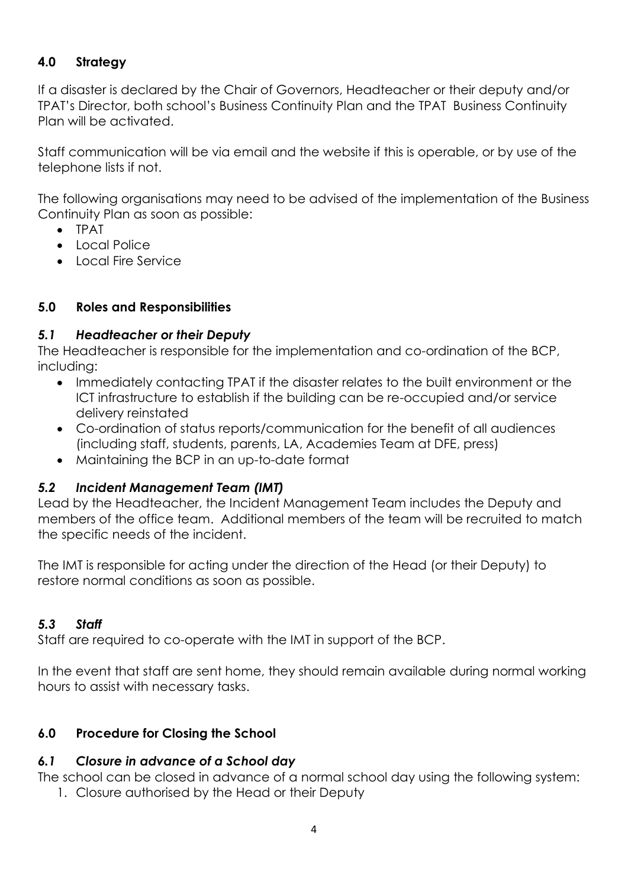## 4.0 Strategy

If a disaster is declared by the Chair of Governors, Headteacher or their deputy and/or TPAT's Director, both school's Business Continuity Plan and the TPAT Business Continuity Plan will be activated.

Staff communication will be via email and the website if this is operable, or by use of the telephone lists if not.

The following organisations may need to be advised of the implementation of the Business Continuity Plan as soon as possible:

- TPAT
- Local Police
- Local Fire Service

## 5.0 Roles and Responsibilities

### *5.1 Headteacher or their Deputy*

The Headteacher is responsible for the implementation and co-ordination of the BCP, including:

- Immediately contacting TPAT if the disaster relates to the built environment or the ICT infrastructure to establish if the building can be re-occupied and/or service delivery reinstated
- Co-ordination of status reports/communication for the benefit of all audiences (including staff, students, parents, LA, Academies Team at DFE, press)
- Maintaining the BCP in an up-to-date format

### *5.2 Incident Management Team (IMT)*

Lead by the Headteacher, the Incident Management Team includes the Deputy and members of the office team. Additional members of the team will be recruited to match the specific needs of the incident.

The IMT is responsible for acting under the direction of the Head (or their Deputy) to restore normal conditions as soon as possible.

### *5.3 Staff*

Staff are required to co-operate with the IMT in support of the BCP.

In the event that staff are sent home, they should remain available during normal working hours to assist with necessary tasks.

## 6.0 Procedure for Closing the School

### *6.1 Closure in advance of a School day*

The school can be closed in advance of a normal school day using the following system:

1. Closure authorised by the Head or their Deputy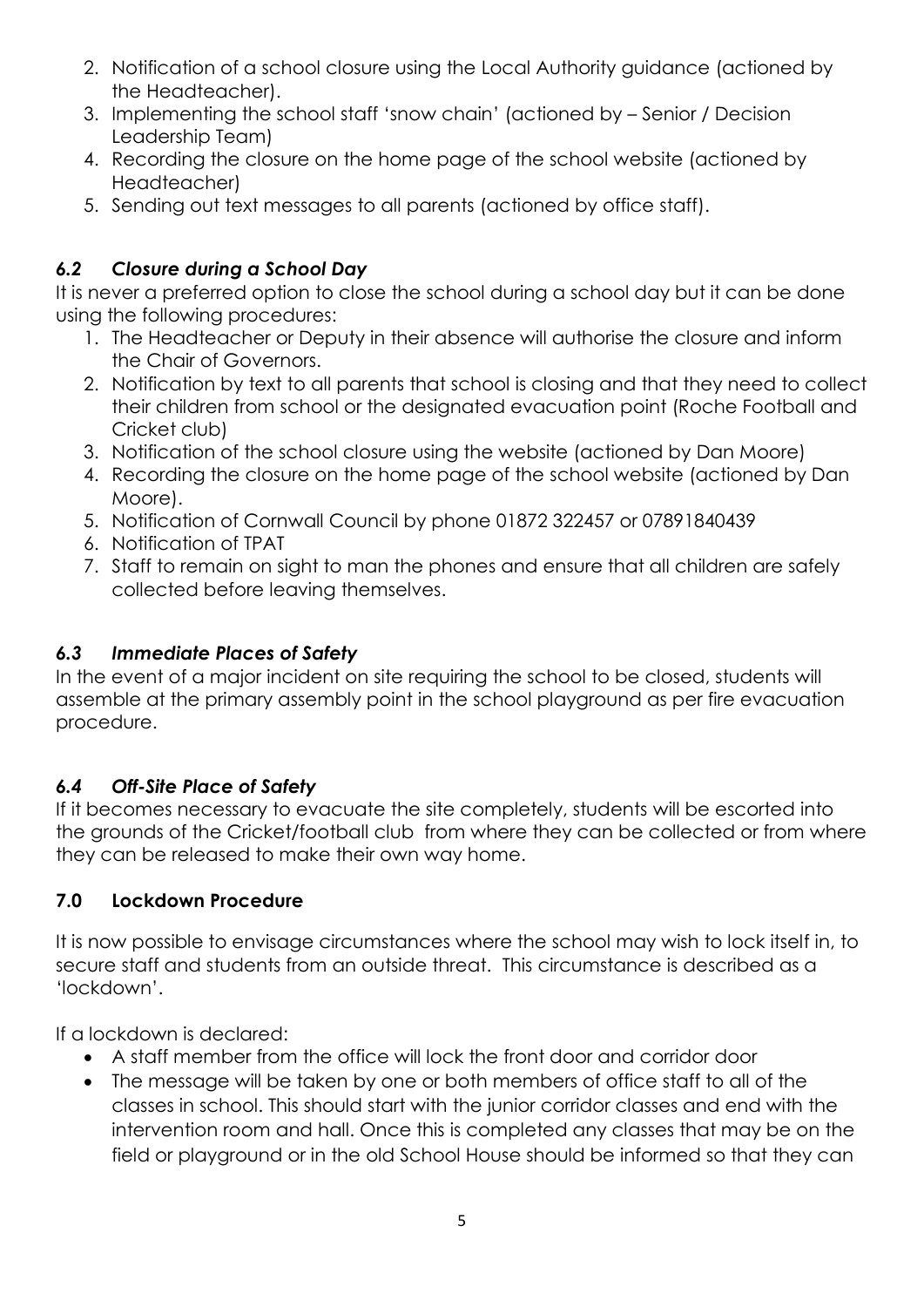2. Notification of a school closure using the Local Authority guidance (actioned by the Headteacher).
3. Implementing the school staff 'snow chain' (actioned by – Senior / Decision Leadership Team)
4. Recording the closure on the home page of the school website (actioned by Headteacher)
5. Sending out text messages to all parents (actioned by office staff).

### *6.2 Closure during a School Day*

It is never a preferred option to close the school during a school day but it can be done using the following procedures:

1. The Headteacher or Deputy in their absence will authorise the closure and inform the Chair of Governors.
2. Notification by text to all parents that school is closing and that they need to collect their children from school or the designated evacuation point (Roche Football and Cricket club)
3. Notification of the school closure using the website (actioned by Dan Moore)
4. Recording the closure on the home page of the school website (actioned by Dan Moore).
5. Notification of Cornwall Council by phone 01872 322457 or 07891840439
6. Notification of TPAT
7. Staff to remain on sight to man the phones and ensure that all children are safely collected before leaving themselves.

### *6.3 Immediate Places of Safety*

In the event of a major incident on site requiring the school to be closed, students will assemble at the primary assembly point in the school playground as per fire evacuation procedure.

### *6.4 Off-Site Place of Safety*

If it becomes necessary to evacuate the site completely, students will be escorted into the grounds of the Cricket/football club from where they can be collected or from where they can be released to make their own way home.

## 7.0 Lockdown Procedure

It is now possible to envisage circumstances where the school may wish to lock itself in, to secure staff and students from an outside threat. This circumstance is described as a 'lockdown'.

If a lockdown is declared:

- A staff member from the office will lock the front door and corridor door
- The message will be taken by one or both members of office staff to all of the classes in school. This should start with the junior corridor classes and end with the intervention room and hall. Once this is completed any classes that may be on the field or playground or in the old School House should be informed so that they can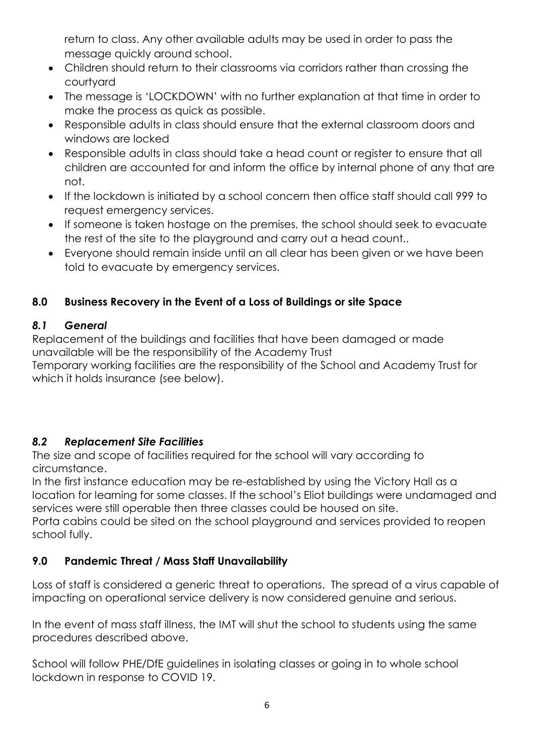return to class. Any other available adults may be used in order to pass the message quickly around school.

- Children should return to their classrooms via corridors rather than crossing the courtyard
- The message is 'LOCKDOWN' with no further explanation at that time in order to make the process as quick as possible.
- Responsible adults in class should ensure that the external classroom doors and windows are locked
- Responsible adults in class should take a head count or register to ensure that all children are accounted for and inform the office by internal phone of any that are not.
- If the lockdown is initiated by a school concern then office staff should call 999 to request emergency services.
- If someone is taken hostage on the premises, the school should seek to evacuate the rest of the site to the playground and carry out a head count..
- Everyone should remain inside until an all clear has been given or we have been told to evacuate by emergency services.

## 8.0 Business Recovery in the Event of a Loss of Buildings or site Space

### *8.1 General*

Replacement of the buildings and facilities that have been damaged or made unavailable will be the responsibility of the Academy Trust
Temporary working facilities are the responsibility of the School and Academy Trust for which it holds insurance (see below).

### *8.2 Replacement Site Facilities*

The size and scope of facilities required for the school will vary according to circumstance.
In the first instance education may be re-established by using the Victory Hall as a location for learning for some classes. If the school's Eliot buildings were undamaged and services were still operable then three classes could be housed on site.
Porta cabins could be sited on the school playground and services provided to reopen school fully.

## 9.0 Pandemic Threat / Mass Staff Unavailability

Loss of staff is considered a generic threat to operations. The spread of a virus capable of impacting on operational service delivery is now considered genuine and serious.

In the event of mass staff illness, the IMT will shut the school to students using the same procedures described above.

School will follow PHE/DfE guidelines in isolating classes or going in to whole school lockdown in response to COVID 19.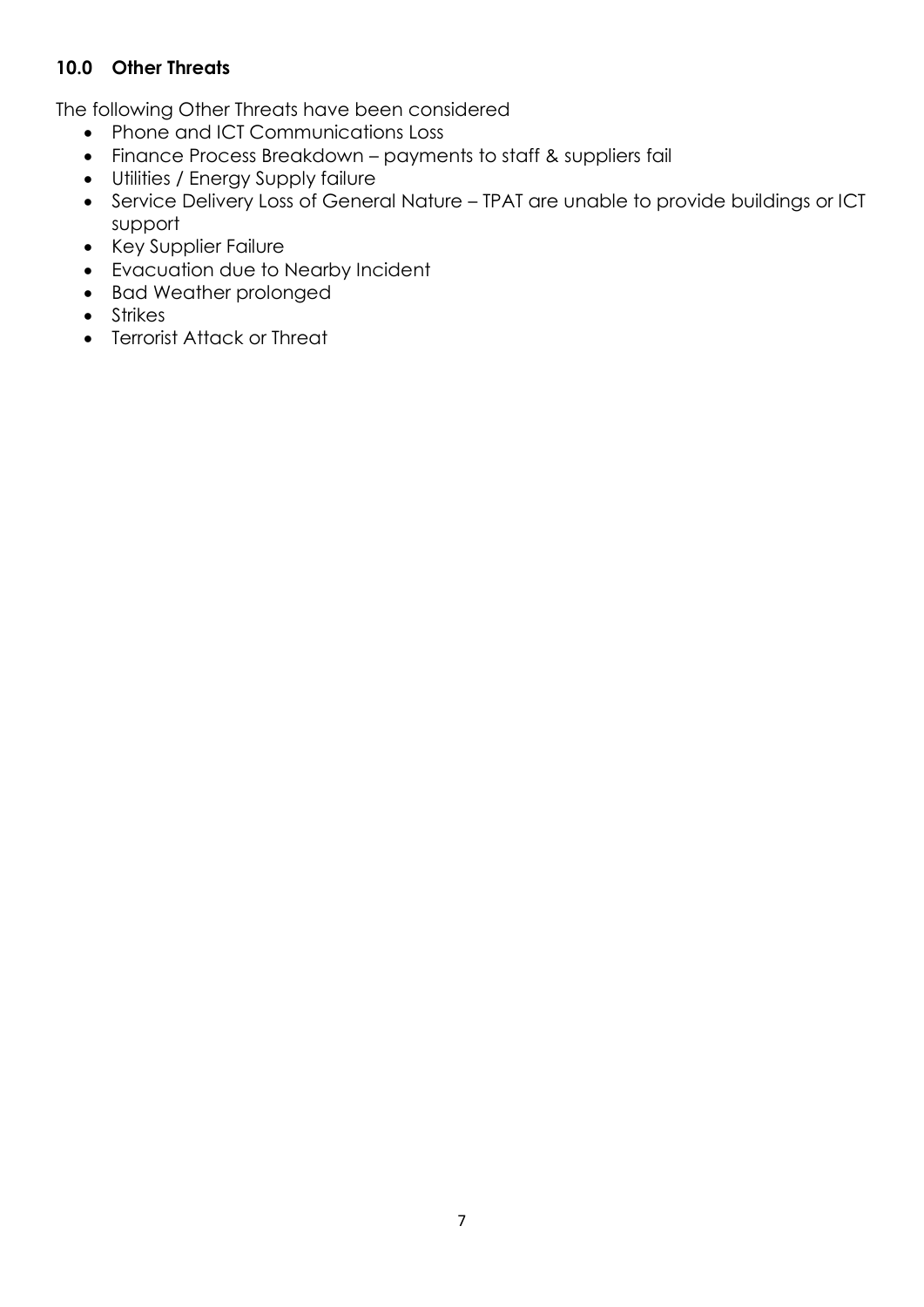## 10.0 Other Threats

The following Other Threats have been considered

- Phone and ICT Communications Loss
- Finance Process Breakdown – payments to staff & suppliers fail
- Utilities / Energy Supply failure
- Service Delivery Loss of General Nature – TPAT are unable to provide buildings or ICT support
- Key Supplier Failure
- Evacuation due to Nearby Incident
- Bad Weather prolonged
- Strikes
- Terrorist Attack or Threat